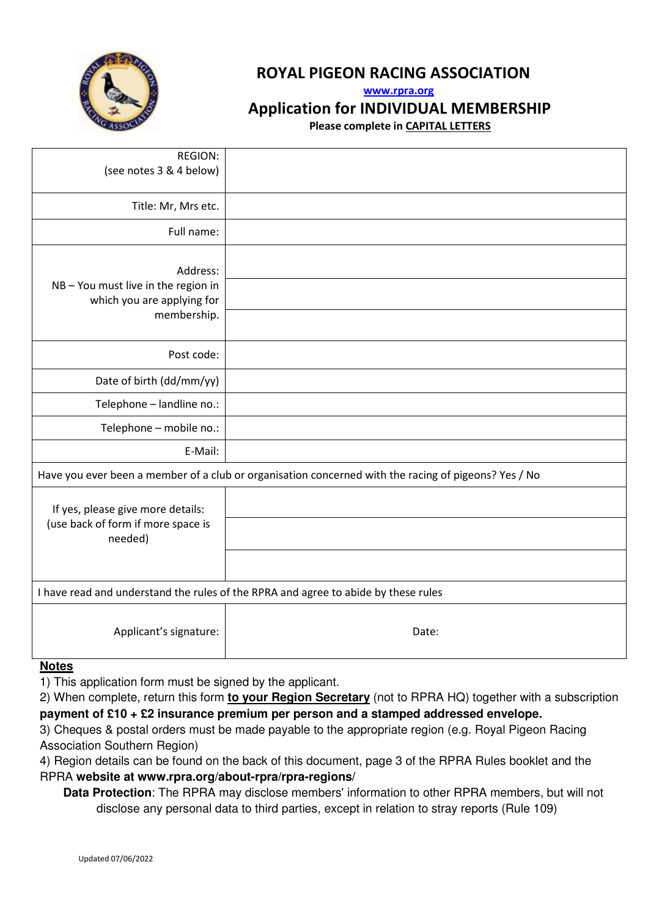# ROYAL PIGEON RACING ASSOCIATION

www.rpra.org

## Application for INDIVIDUAL MEMBERSHIP

**Please complete in CAPITAL LETTERS**

| | |
|---|---|
| REGION: (see notes 3 & 4 below) | |
| Title: Mr, Mrs etc. | |
| Full name: | |
| Address: NB – You must live in the region in which you are applying for membership. | |
| | |
| | |
| Post code: | |
| Date of birth (dd/mm/yy) | |
| Telephone – landline no.: | |
| Telephone – mobile no.: | |
| E-Mail: | |
| Have you ever been a member of a club or organisation concerned with the racing of pigeons? Yes / No | |
| If yes, please give more details: (use back of form if more space is needed) | |
| | |
| | |
| I have read and understand the rules of the RPRA and agree to abide by these rules | |
| Applicant's signature: | Date: |

**Notes**

1) This application form must be signed by the applicant.

2) When complete, return this form **to your Region Secretary** (not to RPRA HQ) together with a subscription **payment of £10 + £2 insurance premium per person and a stamped addressed envelope.**

3) Cheques & postal orders must be made payable to the appropriate region (e.g. Royal Pigeon Racing Association Southern Region)

4) Region details can be found on the back of this document, page 3 of the RPRA Rules booklet and the RPRA **website at www.rpra.org/about-rpra/rpra-regions/**

**Data Protection**: The RPRA may disclose members' information to other RPRA members, but will not disclose any personal data to third parties, except in relation to stray reports (Rule 109)

Updated 07/06/2022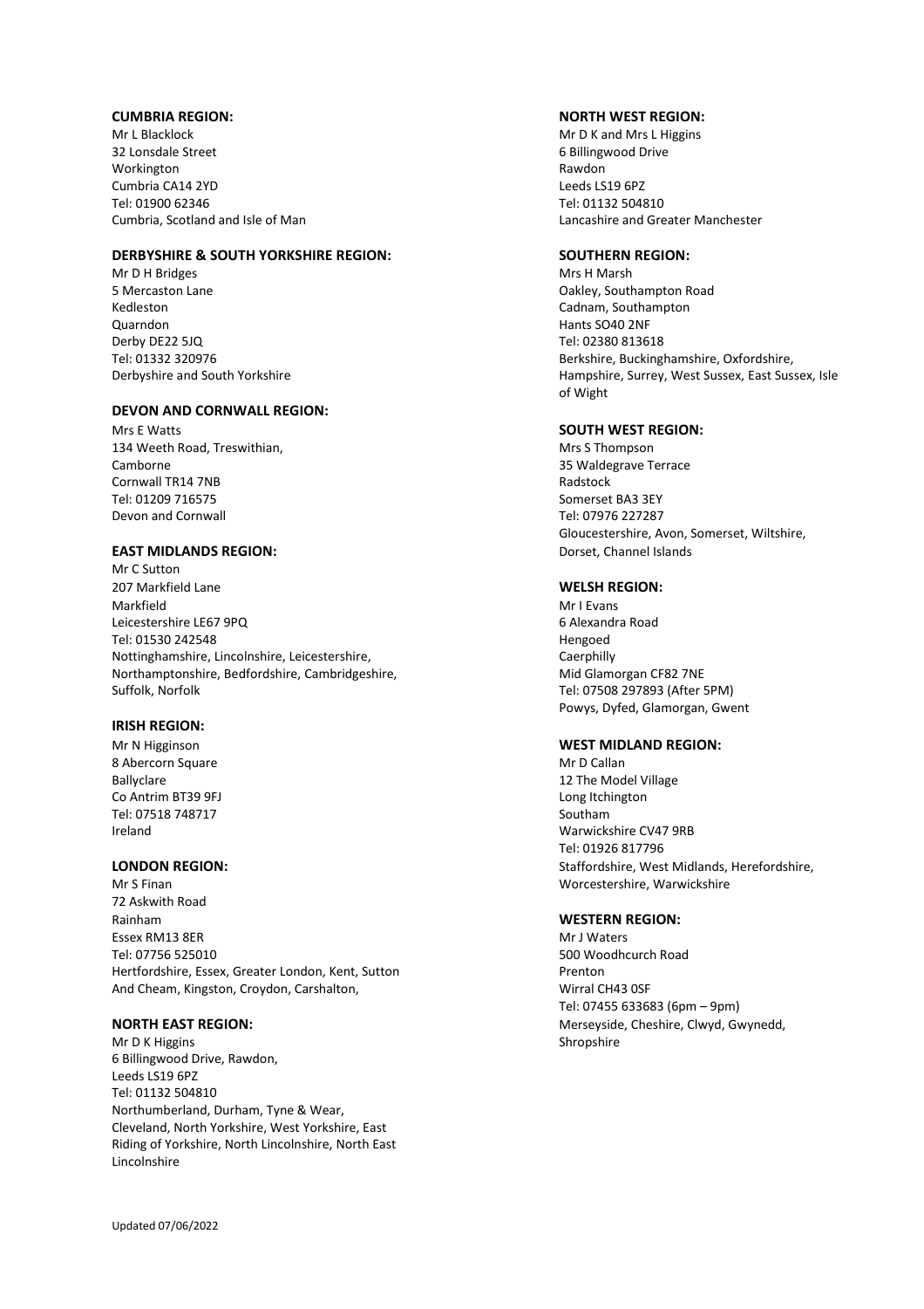**CUMBRIA REGION:**
Mr L Blacklock
32 Lonsdale Street
Workington
Cumbria CA14 2YD
Tel: 01900 62346
Cumbria, Scotland and Isle of Man

**DERBYSHIRE & SOUTH YORKSHIRE REGION:**
Mr D H Bridges
5 Mercaston Lane
Kedleston
Quarndon
Derby DE22 5JQ
Tel: 01332 320976
Derbyshire and South Yorkshire

**DEVON AND CORNWALL REGION:**
Mrs E Watts
134 Weeth Road, Treswithian,
Camborne
Cornwall TR14 7NB
Tel: 01209 716575
Devon and Cornwall

**EAST MIDLANDS REGION:**
Mr C Sutton
207 Markfield Lane
Markfield
Leicestershire LE67 9PQ
Tel: 01530 242548
Nottinghamshire, Lincolnshire, Leicestershire, Northamptonshire, Bedfordshire, Cambridgeshire, Suffolk, Norfolk

**IRISH REGION:**
Mr N Higginson
8 Abercorn Square
Ballyclare
Co Antrim BT39 9FJ
Tel: 07518 748717
Ireland

**LONDON REGION:**
Mr S Finan
72 Askwith Road
Rainham
Essex RM13 8ER
Tel: 07756 525010
Hertfordshire, Essex, Greater London, Kent, Sutton And Cheam, Kingston, Croydon, Carshalton,

**NORTH EAST REGION:**
Mr D K Higgins
6 Billingwood Drive, Rawdon,
Leeds LS19 6PZ
Tel: 01132 504810
Northumberland, Durham, Tyne & Wear, Cleveland, North Yorkshire, West Yorkshire, East Riding of Yorkshire, North Lincolnshire, North East Lincolnshire

**NORTH WEST REGION:**
Mr D K and Mrs L Higgins
6 Billingwood Drive
Rawdon
Leeds LS19 6PZ
Tel: 01132 504810
Lancashire and Greater Manchester

**SOUTHERN REGION:**
Mrs H Marsh
Oakley, Southampton Road
Cadnam, Southampton
Hants SO40 2NF
Tel: 02380 813618
Berkshire, Buckinghamshire, Oxfordshire, Hampshire, Surrey, West Sussex, East Sussex, Isle of Wight

**SOUTH WEST REGION:**
Mrs S Thompson
35 Waldegrave Terrace
Radstock
Somerset BA3 3EY
Tel: 07976 227287
Gloucestershire, Avon, Somerset, Wiltshire, Dorset, Channel Islands

**WELSH REGION:**
Mr I Evans
6 Alexandra Road
Hengoed
Caerphilly
Mid Glamorgan CF82 7NE
Tel: 07508 297893 (After 5PM)
Powys, Dyfed, Glamorgan, Gwent

**WEST MIDLAND REGION:**
Mr D Callan
12 The Model Village
Long Itchington
Southam
Warwickshire CV47 9RB
Tel: 01926 817796
Staffordshire, West Midlands, Herefordshire, Worcestershire, Warwickshire

**WESTERN REGION:**
Mr J Waters
500 Woodhcurch Road
Prenton
Wirral CH43 0SF
Tel: 07455 633683 (6pm – 9pm)
Merseyside, Cheshire, Clwyd, Gwynedd, Shropshire

Updated 07/06/2022